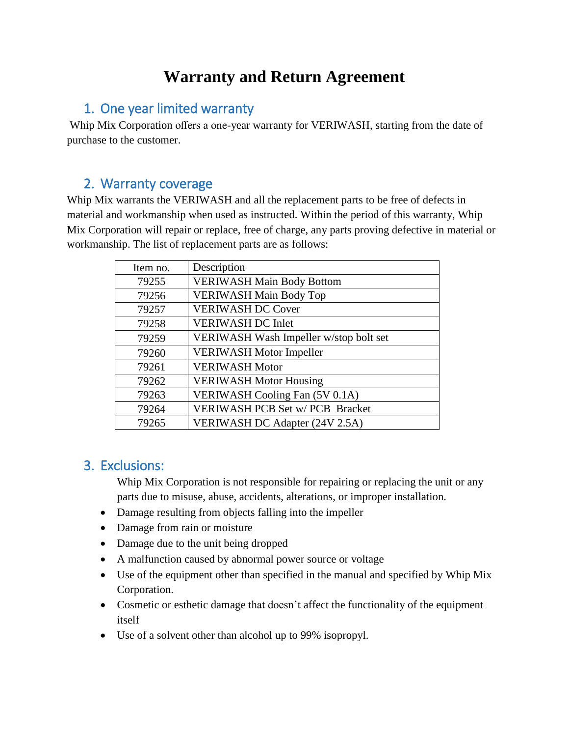# Warranty and Return Agreement

## 1. One year limited warranty

Whip Mix Corporation offers a one-year warranty for VERIWASH, starting from the date of purchase to the customer.

## 2. Warranty coverage

Whip Mix warrants the VERIWASH and all the replacement parts to be free of defects in material and workmanship when used as instructed. Within the period of this warranty, Whip Mix Corporation will repair or replace, free of charge, any parts proving defective in material or workmanship. The list of replacement parts are as follows:

| Item no. | Description |
|---|---|
| 79255 | VERIWASH Main Body Bottom |
| 79256 | VERIWASH Main Body Top |
| 79257 | VERIWASH DC Cover |
| 79258 | VERIWASH DC Inlet |
| 79259 | VERIWASH Wash Impeller w/stop bolt set |
| 79260 | VERIWASH Motor Impeller |
| 79261 | VERIWASH Motor |
| 79262 | VERIWASH Motor Housing |
| 79263 | VERIWASH Cooling Fan (5V 0.1A) |
| 79264 | VERIWASH PCB Set w/ PCB Bracket |
| 79265 | VERIWASH DC Adapter (24V 2.5A) |

## 3. Exclusions:

Whip Mix Corporation is not responsible for repairing or replacing the unit or any parts due to misuse, abuse, accidents, alterations, or improper installation.

- Damage resulting from objects falling into the impeller
- Damage from rain or moisture
- Damage due to the unit being dropped
- A malfunction caused by abnormal power source or voltage
- Use of the equipment other than specified in the manual and specified by Whip Mix Corporation.
- Cosmetic or esthetic damage that doesn't affect the functionality of the equipment itself
- Use of a solvent other than alcohol up to 99% isopropyl.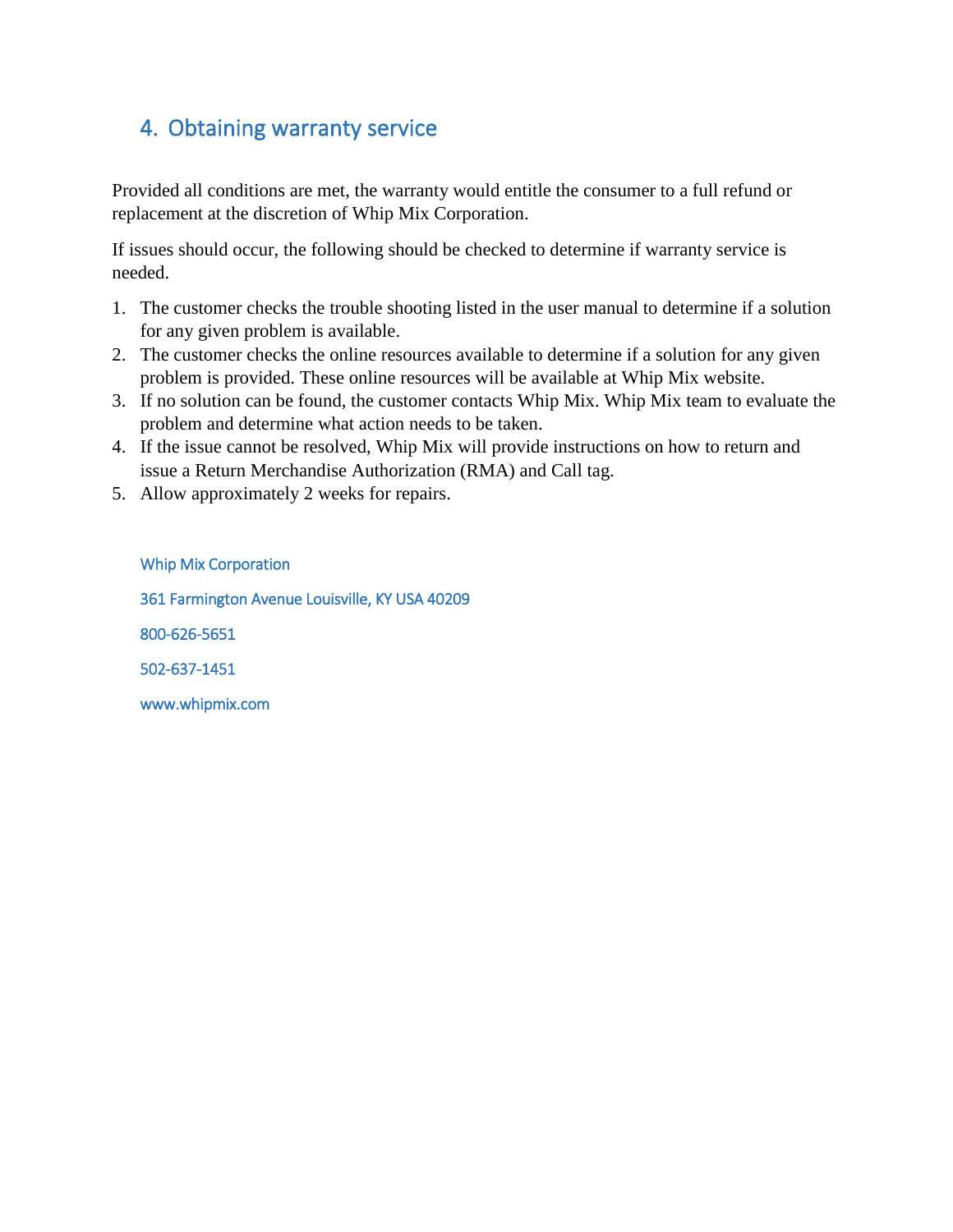## 4. Obtaining warranty service

Provided all conditions are met, the warranty would entitle the consumer to a full refund or replacement at the discretion of Whip Mix Corporation.

If issues should occur, the following should be checked to determine if warranty service is needed.

1. The customer checks the trouble shooting listed in the user manual to determine if a solution for any given problem is available.
2. The customer checks the online resources available to determine if a solution for any given problem is provided. These online resources will be available at Whip Mix website.
3. If no solution can be found, the customer contacts Whip Mix. Whip Mix team to evaluate the problem and determine what action needs to be taken.
4. If the issue cannot be resolved, Whip Mix will provide instructions on how to return and issue a Return Merchandise Authorization (RMA) and Call tag.
5. Allow approximately 2 weeks for repairs.

Whip Mix Corporation

361 Farmington Avenue Louisville, KY USA 40209

800-626-5651

502-637-1451

www.whipmix.com